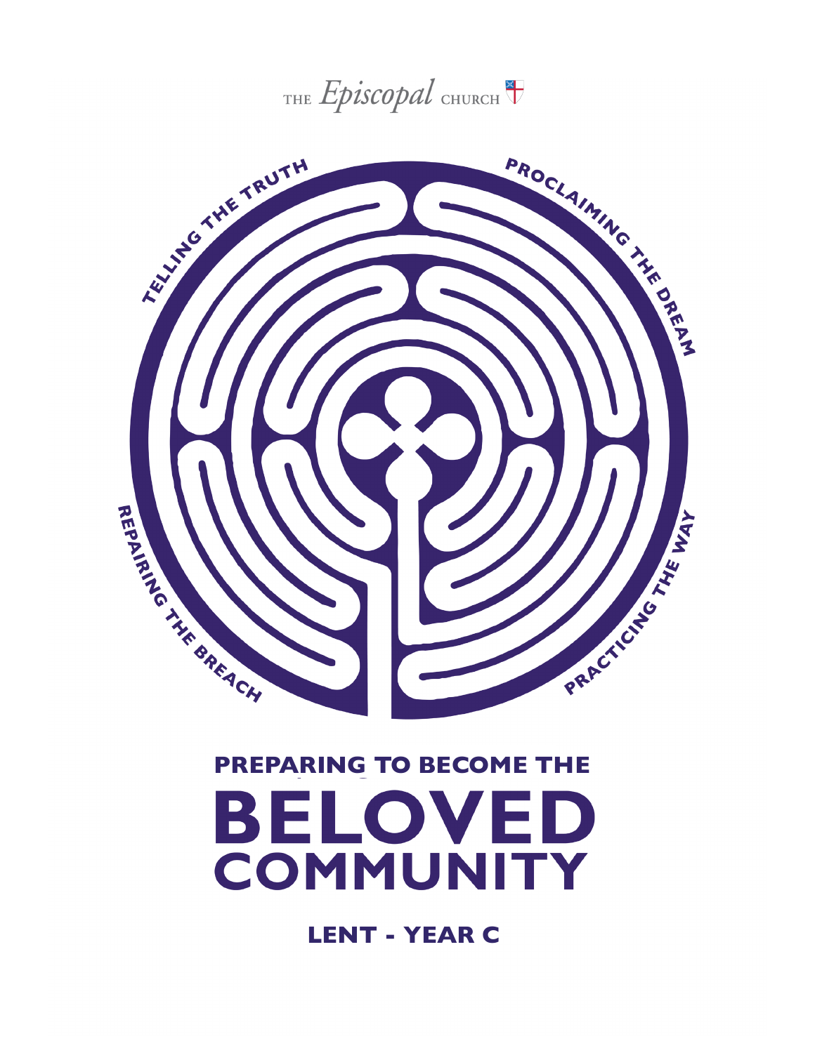THE *Episcopal* CHURCH

TELLING THE TRUTH

PROCLAIMING THE DREAM

REPAIRING THE BREACH

PRACTICING THE WAY

# PREPARING TO BECOME THE BELOVED COMMUNITY

## LENT - YEAR C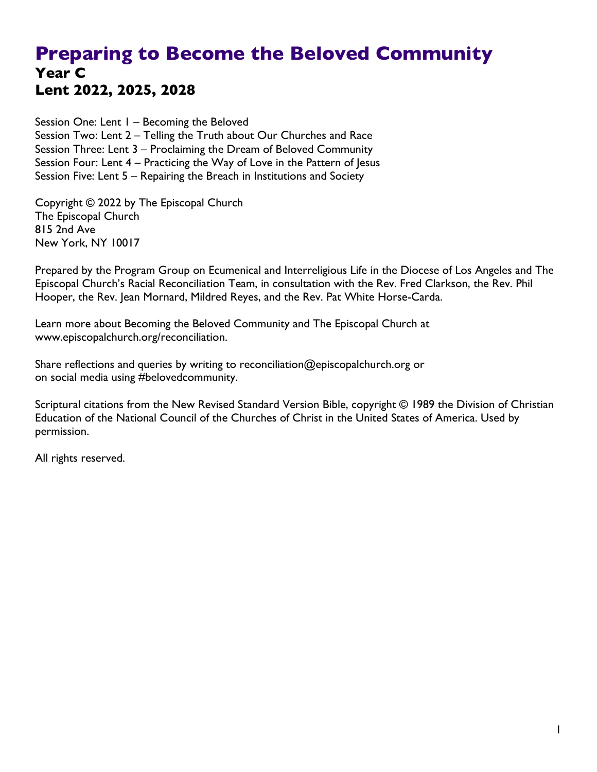# Preparing to Become the Beloved Community

## Year C
## Lent 2022, 2025, 2028

Session One: Lent 1 – Becoming the Beloved
Session Two: Lent 2 – Telling the Truth about Our Churches and Race
Session Three: Lent 3 – Proclaiming the Dream of Beloved Community
Session Four: Lent 4 – Practicing the Way of Love in the Pattern of Jesus
Session Five: Lent 5 – Repairing the Breach in Institutions and Society

Copyright © 2022 by The Episcopal Church
The Episcopal Church
815 2nd Ave
New York, NY 10017

Prepared by the Program Group on Ecumenical and Interreligious Life in the Diocese of Los Angeles and The Episcopal Church's Racial Reconciliation Team, in consultation with the Rev. Fred Clarkson, the Rev. Phil Hooper, the Rev. Jean Mornard, Mildred Reyes, and the Rev. Pat White Horse-Carda.

Learn more about Becoming the Beloved Community and The Episcopal Church at www.episcopalchurch.org/reconciliation.

Share reflections and queries by writing to reconciliation@episcopalchurch.org or on social media using #belovedcommunity.

Scriptural citations from the New Revised Standard Version Bible, copyright © 1989 the Division of Christian Education of the National Council of the Churches of Christ in the United States of America. Used by permission.

All rights reserved.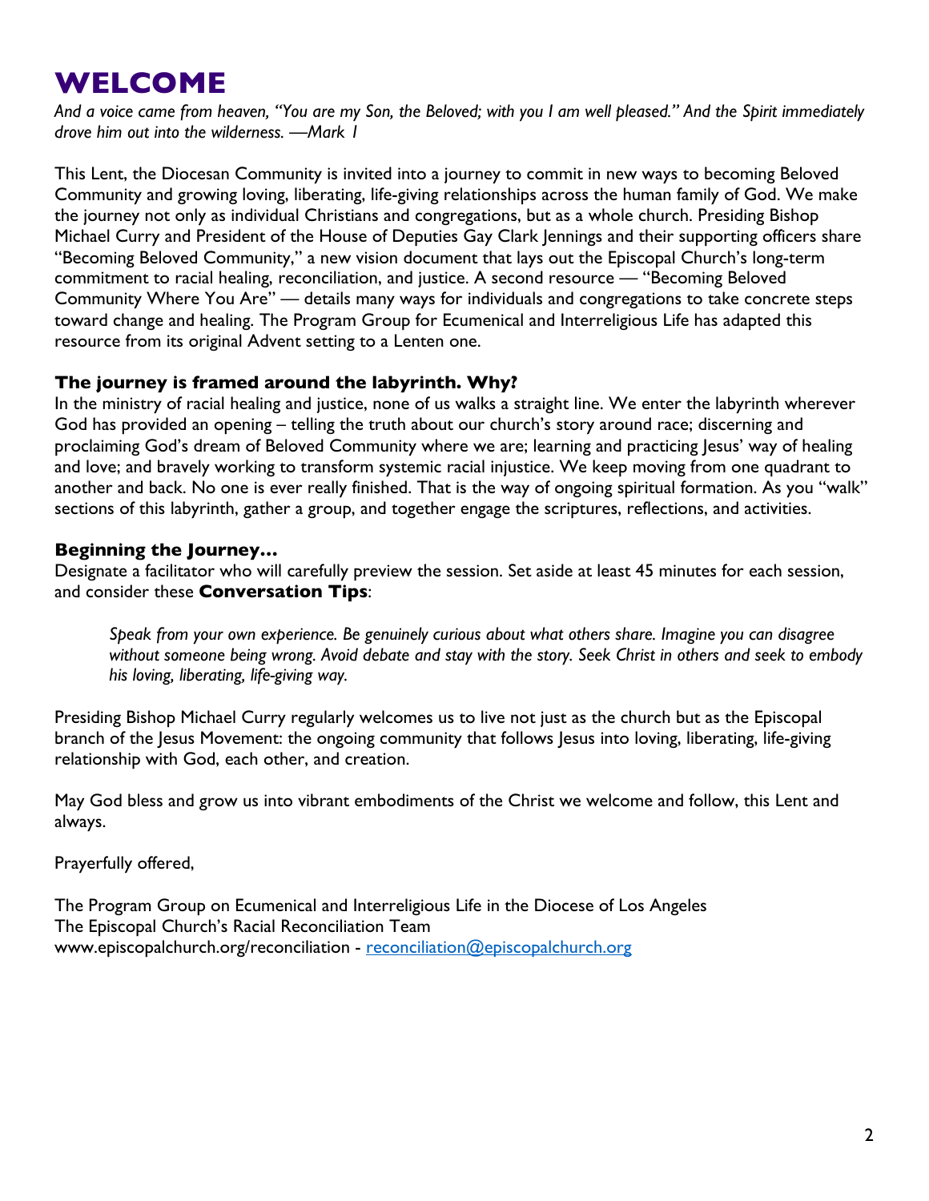# WELCOME

*And a voice came from heaven, "You are my Son, the Beloved; with you I am well pleased." And the Spirit immediately drove him out into the wilderness. —Mark 1*

This Lent, the Diocesan Community is invited into a journey to commit in new ways to becoming Beloved Community and growing loving, liberating, life-giving relationships across the human family of God. We make the journey not only as individual Christians and congregations, but as a whole church. Presiding Bishop Michael Curry and President of the House of Deputies Gay Clark Jennings and their supporting officers share "Becoming Beloved Community," a new vision document that lays out the Episcopal Church's long-term commitment to racial healing, reconciliation, and justice. A second resource — "Becoming Beloved Community Where You Are" — details many ways for individuals and congregations to take concrete steps toward change and healing. The Program Group for Ecumenical and Interreligious Life has adapted this resource from its original Advent setting to a Lenten one.

### The journey is framed around the labyrinth. Why?

In the ministry of racial healing and justice, none of us walks a straight line. We enter the labyrinth wherever God has provided an opening – telling the truth about our church's story around race; discerning and proclaiming God's dream of Beloved Community where we are; learning and practicing Jesus' way of healing and love; and bravely working to transform systemic racial injustice. We keep moving from one quadrant to another and back. No one is ever really finished. That is the way of ongoing spiritual formation. As you "walk" sections of this labyrinth, gather a group, and together engage the scriptures, reflections, and activities.

### Beginning the Journey…

Designate a facilitator who will carefully preview the session. Set aside at least 45 minutes for each session, and consider these **Conversation Tips**:

> *Speak from your own experience. Be genuinely curious about what others share. Imagine you can disagree without someone being wrong. Avoid debate and stay with the story. Seek Christ in others and seek to embody his loving, liberating, life-giving way.*

Presiding Bishop Michael Curry regularly welcomes us to live not just as the church but as the Episcopal branch of the Jesus Movement: the ongoing community that follows Jesus into loving, liberating, life-giving relationship with God, each other, and creation.

May God bless and grow us into vibrant embodiments of the Christ we welcome and follow, this Lent and always.

Prayerfully offered,

The Program Group on Ecumenical and Interreligious Life in the Diocese of Los Angeles
The Episcopal Church's Racial Reconciliation Team
www.episcopalchurch.org/reconciliation - reconciliation@episcopalchurch.org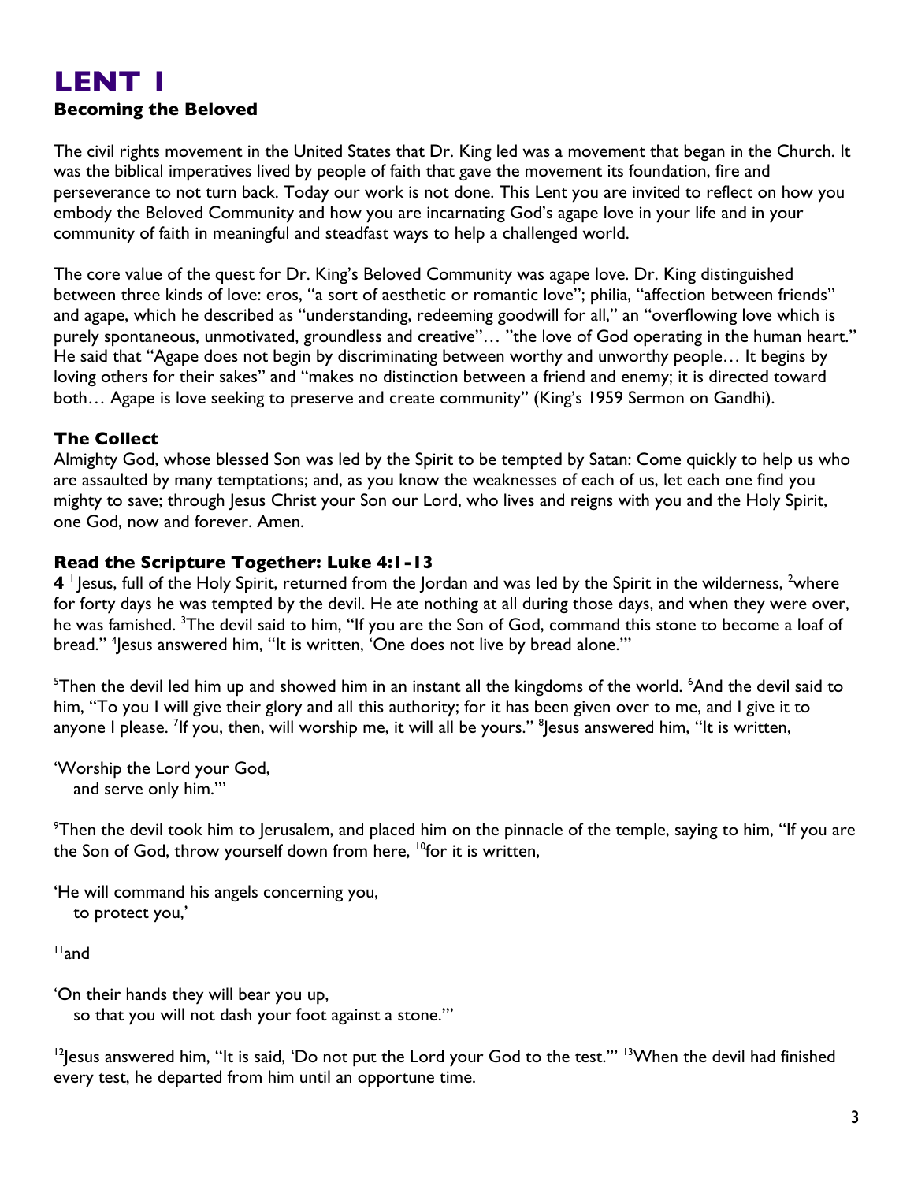# LENT 1

**Becoming the Beloved**

The civil rights movement in the United States that Dr. King led was a movement that began in the Church. It was the biblical imperatives lived by people of faith that gave the movement its foundation, fire and perseverance to not turn back. Today our work is not done. This Lent you are invited to reflect on how you embody the Beloved Community and how you are incarnating God's agape love in your life and in your community of faith in meaningful and steadfast ways to help a challenged world.

The core value of the quest for Dr. King's Beloved Community was agape love. Dr. King distinguished between three kinds of love: eros, "a sort of aesthetic or romantic love"; philia, "affection between friends" and agape, which he described as "understanding, redeeming goodwill for all," an "overflowing love which is purely spontaneous, unmotivated, groundless and creative"… "the love of God operating in the human heart." He said that "Agape does not begin by discriminating between worthy and unworthy people… It begins by loving others for their sakes" and "makes no distinction between a friend and enemy; it is directed toward both… Agape is love seeking to preserve and create community" (King's 1959 Sermon on Gandhi).

### The Collect

Almighty God, whose blessed Son was led by the Spirit to be tempted by Satan: Come quickly to help us who are assaulted by many temptations; and, as you know the weaknesses of each of us, let each one find you mighty to save; through Jesus Christ your Son our Lord, who lives and reigns with you and the Holy Spirit, one God, now and forever. Amen.

### Read the Scripture Together: Luke 4:1-13

**4** [1] Jesus, full of the Holy Spirit, returned from the Jordan and was led by the Spirit in the wilderness, [2]where for forty days he was tempted by the devil. He ate nothing at all during those days, and when they were over, he was famished. [3]The devil said to him, "If you are the Son of God, command this stone to become a loaf of bread." [4]Jesus answered him, "It is written, 'One does not live by bread alone.'"

[5]Then the devil led him up and showed him in an instant all the kingdoms of the world. [6]And the devil said to him, "To you I will give their glory and all this authority; for it has been given over to me, and I give it to anyone I please. [7]If you, then, will worship me, it will all be yours." [8]Jesus answered him, "It is written,

'Worship the Lord your God,
   and serve only him.'"

[9]Then the devil took him to Jerusalem, and placed him on the pinnacle of the temple, saying to him, "If you are the Son of God, throw yourself down from here, [10]for it is written,

'He will command his angels concerning you,
   to protect you,'

[11]and

'On their hands they will bear you up,
   so that you will not dash your foot against a stone.'"

[12]Jesus answered him, "It is said, 'Do not put the Lord your God to the test.'" [13]When the devil had finished every test, he departed from him until an opportune time.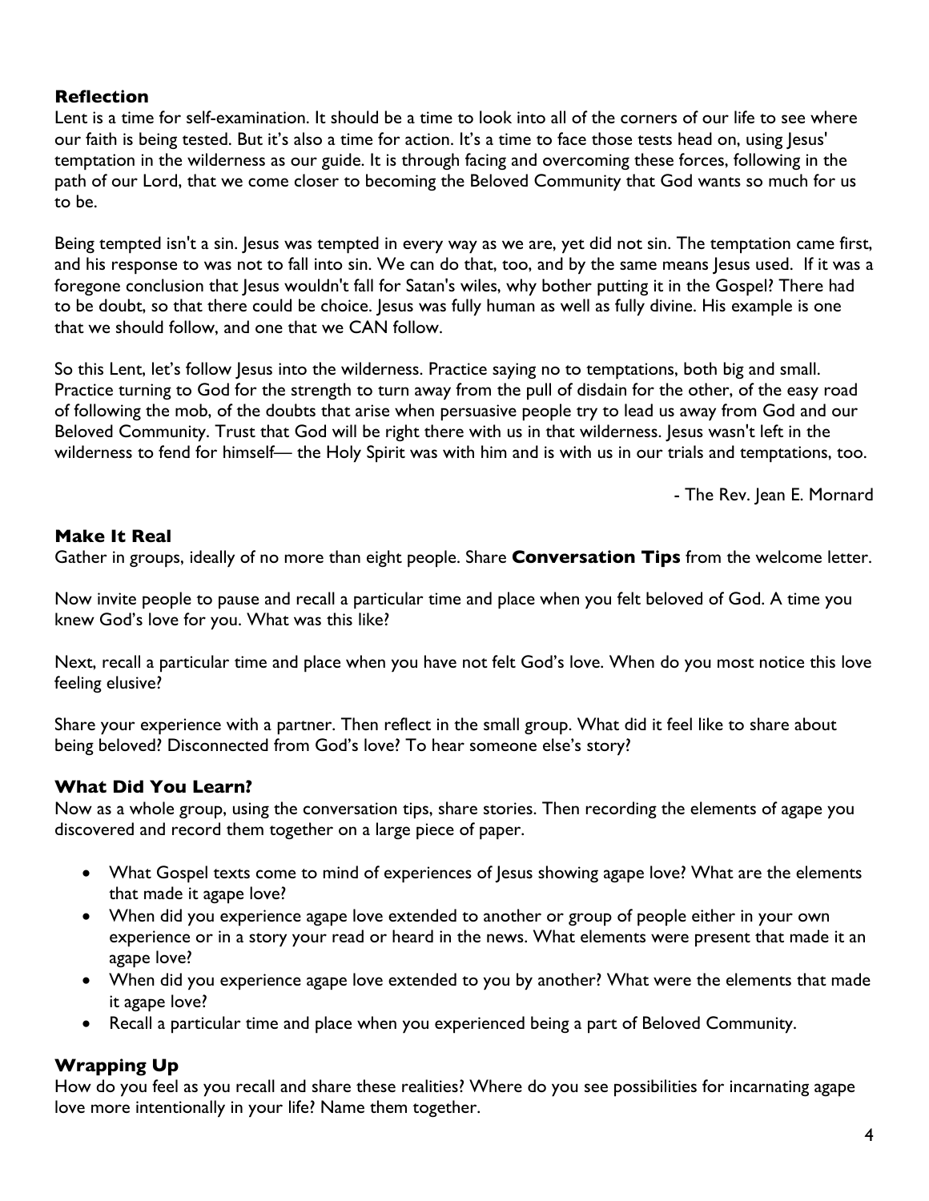### Reflection

Lent is a time for self-examination. It should be a time to look into all of the corners of our life to see where our faith is being tested. But it's also a time for action. It's a time to face those tests head on, using Jesus' temptation in the wilderness as our guide. It is through facing and overcoming these forces, following in the path of our Lord, that we come closer to becoming the Beloved Community that God wants so much for us to be.

Being tempted isn't a sin. Jesus was tempted in every way as we are, yet did not sin. The temptation came first, and his response to was not to fall into sin. We can do that, too, and by the same means Jesus used. If it was a foregone conclusion that Jesus wouldn't fall for Satan's wiles, why bother putting it in the Gospel? There had to be doubt, so that there could be choice. Jesus was fully human as well as fully divine. His example is one that we should follow, and one that we CAN follow.

So this Lent, let's follow Jesus into the wilderness. Practice saying no to temptations, both big and small. Practice turning to God for the strength to turn away from the pull of disdain for the other, of the easy road of following the mob, of the doubts that arise when persuasive people try to lead us away from God and our Beloved Community. Trust that God will be right there with us in that wilderness. Jesus wasn't left in the wilderness to fend for himself— the Holy Spirit was with him and is with us in our trials and temptations, too.

- The Rev. Jean E. Mornard

### Make It Real

Gather in groups, ideally of no more than eight people. Share **Conversation Tips** from the welcome letter.

Now invite people to pause and recall a particular time and place when you felt beloved of God. A time you knew God's love for you. What was this like?

Next, recall a particular time and place when you have not felt God's love. When do you most notice this love feeling elusive?

Share your experience with a partner. Then reflect in the small group. What did it feel like to share about being beloved? Disconnected from God's love? To hear someone else's story?

### What Did You Learn?

Now as a whole group, using the conversation tips, share stories. Then recording the elements of agape you discovered and record them together on a large piece of paper.

- What Gospel texts come to mind of experiences of Jesus showing agape love? What are the elements that made it agape love?
- When did you experience agape love extended to another or group of people either in your own experience or in a story your read or heard in the news. What elements were present that made it an agape love?
- When did you experience agape love extended to you by another? What were the elements that made it agape love?
- Recall a particular time and place when you experienced being a part of Beloved Community.

### Wrapping Up

How do you feel as you recall and share these realities? Where do you see possibilities for incarnating agape love more intentionally in your life? Name them together.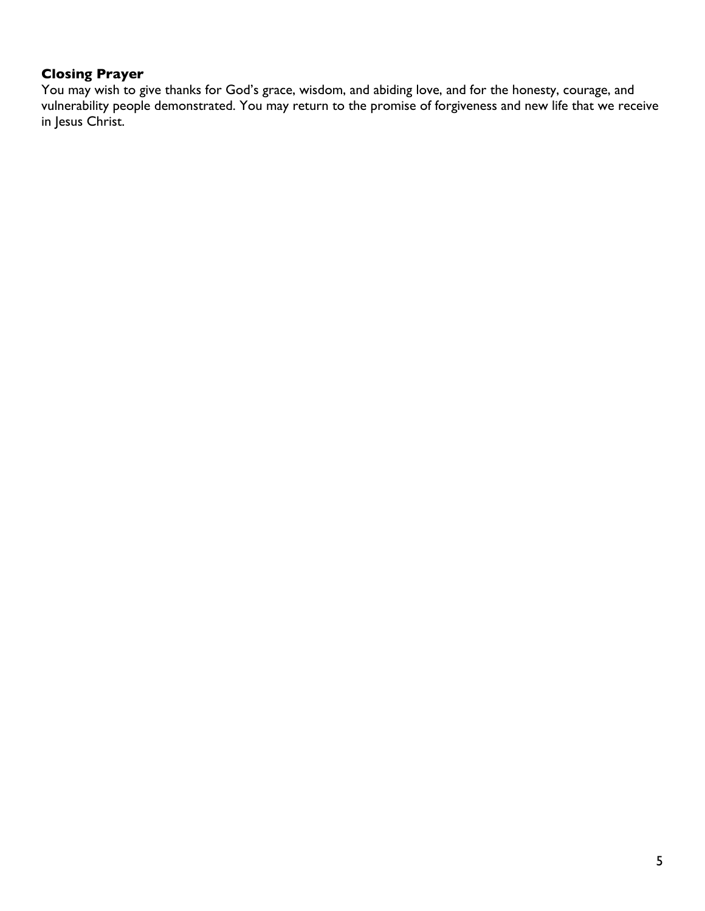### Closing Prayer

You may wish to give thanks for God's grace, wisdom, and abiding love, and for the honesty, courage, and vulnerability people demonstrated. You may return to the promise of forgiveness and new life that we receive in Jesus Christ.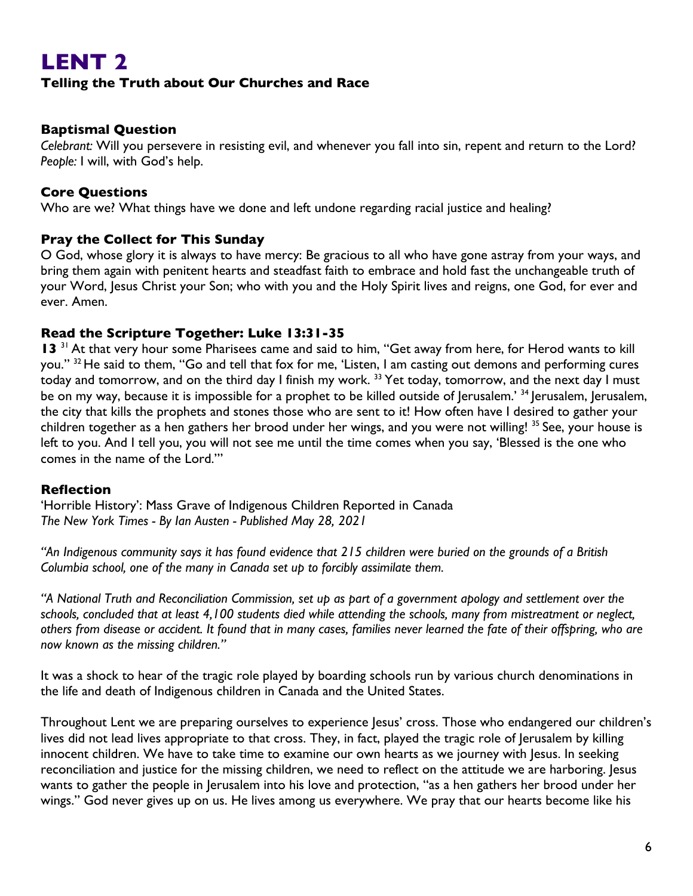# LENT 2

### Telling the Truth about Our Churches and Race

### Baptismal Question

*Celebrant:* Will you persevere in resisting evil, and whenever you fall into sin, repent and return to the Lord?
*People:* I will, with God's help.

### Core Questions

Who are we? What things have we done and left undone regarding racial justice and healing?

### Pray the Collect for This Sunday

O God, whose glory it is always to have mercy: Be gracious to all who have gone astray from your ways, and bring them again with penitent hearts and steadfast faith to embrace and hold fast the unchangeable truth of your Word, Jesus Christ your Son; who with you and the Holy Spirit lives and reigns, one God, for ever and ever. Amen.

### Read the Scripture Together: Luke 13:31-35

**13** [31] At that very hour some Pharisees came and said to him, "Get away from here, for Herod wants to kill you." [32] He said to them, "Go and tell that fox for me, 'Listen, I am casting out demons and performing cures today and tomorrow, and on the third day I finish my work. [33] Yet today, tomorrow, and the next day I must be on my way, because it is impossible for a prophet to be killed outside of Jerusalem.' [34] Jerusalem, Jerusalem, the city that kills the prophets and stones those who are sent to it! How often have I desired to gather your children together as a hen gathers her brood under her wings, and you were not willing! [35] See, your house is left to you. And I tell you, you will not see me until the time comes when you say, 'Blessed is the one who comes in the name of the Lord.'"

### Reflection

'Horrible History': Mass Grave of Indigenous Children Reported in Canada
*The New York Times - By Ian Austen - Published May 28, 2021*

*"An Indigenous community says it has found evidence that 215 children were buried on the grounds of a British Columbia school, one of the many in Canada set up to forcibly assimilate them.*

*"A National Truth and Reconciliation Commission, set up as part of a government apology and settlement over the schools, concluded that at least 4,100 students died while attending the schools, many from mistreatment or neglect, others from disease or accident. It found that in many cases, families never learned the fate of their offspring, who are now known as the missing children."*

It was a shock to hear of the tragic role played by boarding schools run by various church denominations in the life and death of Indigenous children in Canada and the United States.

Throughout Lent we are preparing ourselves to experience Jesus' cross. Those who endangered our children's lives did not lead lives appropriate to that cross. They, in fact, played the tragic role of Jerusalem by killing innocent children. We have to take time to examine our own hearts as we journey with Jesus. In seeking reconciliation and justice for the missing children, we need to reflect on the attitude we are harboring. Jesus wants to gather the people in Jerusalem into his love and protection, "as a hen gathers her brood under her wings." God never gives up on us. He lives among us everywhere. We pray that our hearts become like his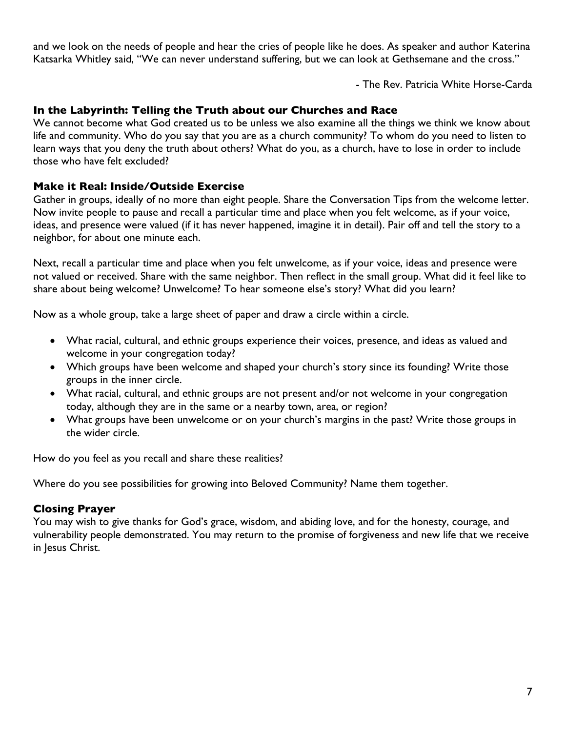and we look on the needs of people and hear the cries of people like he does. As speaker and author Katerina Katsarka Whitley said, "We can never understand suffering, but we can look at Gethsemane and the cross."

- The Rev. Patricia White Horse-Carda

### In the Labyrinth: Telling the Truth about our Churches and Race

We cannot become what God created us to be unless we also examine all the things we think we know about life and community. Who do you say that you are as a church community? To whom do you need to listen to learn ways that you deny the truth about others? What do you, as a church, have to lose in order to include those who have felt excluded?

### Make it Real: Inside/Outside Exercise

Gather in groups, ideally of no more than eight people. Share the Conversation Tips from the welcome letter. Now invite people to pause and recall a particular time and place when you felt welcome, as if your voice, ideas, and presence were valued (if it has never happened, imagine it in detail). Pair off and tell the story to a neighbor, for about one minute each.

Next, recall a particular time and place when you felt unwelcome, as if your voice, ideas and presence were not valued or received. Share with the same neighbor. Then reflect in the small group. What did it feel like to share about being welcome? Unwelcome? To hear someone else's story? What did you learn?

Now as a whole group, take a large sheet of paper and draw a circle within a circle.

- What racial, cultural, and ethnic groups experience their voices, presence, and ideas as valued and welcome in your congregation today?
- Which groups have been welcome and shaped your church's story since its founding? Write those groups in the inner circle.
- What racial, cultural, and ethnic groups are not present and/or not welcome in your congregation today, although they are in the same or a nearby town, area, or region?
- What groups have been unwelcome or on your church's margins in the past? Write those groups in the wider circle.

How do you feel as you recall and share these realities?

Where do you see possibilities for growing into Beloved Community? Name them together.

### Closing Prayer

You may wish to give thanks for God's grace, wisdom, and abiding love, and for the honesty, courage, and vulnerability people demonstrated. You may return to the promise of forgiveness and new life that we receive in Jesus Christ.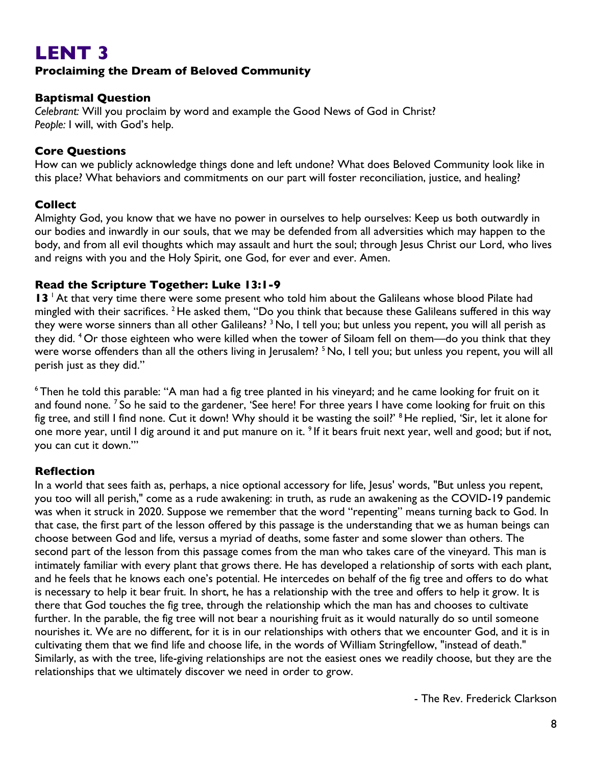# LENT 3

**Proclaiming the Dream of Beloved Community**

### Baptismal Question

*Celebrant:* Will you proclaim by word and example the Good News of God in Christ?
*People:* I will, with God's help.

### Core Questions

How can we publicly acknowledge things done and left undone? What does Beloved Community look like in this place? What behaviors and commitments on our part will foster reconciliation, justice, and healing?

### Collect

Almighty God, you know that we have no power in ourselves to help ourselves: Keep us both outwardly in our bodies and inwardly in our souls, that we may be defended from all adversities which may happen to the body, and from all evil thoughts which may assault and hurt the soul; through Jesus Christ our Lord, who lives and reigns with you and the Holy Spirit, one God, for ever and ever. Amen.

### Read the Scripture Together: Luke 13:1-9

**13** [1] At that very time there were some present who told him about the Galileans whose blood Pilate had mingled with their sacrifices. [2] He asked them, "Do you think that because these Galileans suffered in this way they were worse sinners than all other Galileans? [3] No, I tell you; but unless you repent, you will all perish as they did. [4] Or those eighteen who were killed when the tower of Siloam fell on them—do you think that they were worse offenders than all the others living in Jerusalem? [5] No, I tell you; but unless you repent, you will all perish just as they did."

[6] Then he told this parable: "A man had a fig tree planted in his vineyard; and he came looking for fruit on it and found none. [7] So he said to the gardener, 'See here! For three years I have come looking for fruit on this fig tree, and still I find none. Cut it down! Why should it be wasting the soil?' [8] He replied, 'Sir, let it alone for one more year, until I dig around it and put manure on it. [9] If it bears fruit next year, well and good; but if not, you can cut it down.'"

### Reflection

In a world that sees faith as, perhaps, a nice optional accessory for life, Jesus' words, "But unless you repent, you too will all perish," come as a rude awakening: in truth, as rude an awakening as the COVID-19 pandemic was when it struck in 2020. Suppose we remember that the word "repenting" means turning back to God. In that case, the first part of the lesson offered by this passage is the understanding that we as human beings can choose between God and life, versus a myriad of deaths, some faster and some slower than others. The second part of the lesson from this passage comes from the man who takes care of the vineyard. This man is intimately familiar with every plant that grows there. He has developed a relationship of sorts with each plant, and he feels that he knows each one's potential. He intercedes on behalf of the fig tree and offers to do what is necessary to help it bear fruit. In short, he has a relationship with the tree and offers to help it grow. It is there that God touches the fig tree, through the relationship which the man has and chooses to cultivate further. In the parable, the fig tree will not bear a nourishing fruit as it would naturally do so until someone nourishes it. We are no different, for it is in our relationships with others that we encounter God, and it is in cultivating them that we find life and choose life, in the words of William Stringfellow, "instead of death." Similarly, as with the tree, life-giving relationships are not the easiest ones we readily choose, but they are the relationships that we ultimately discover we need in order to grow.

- The Rev. Frederick Clarkson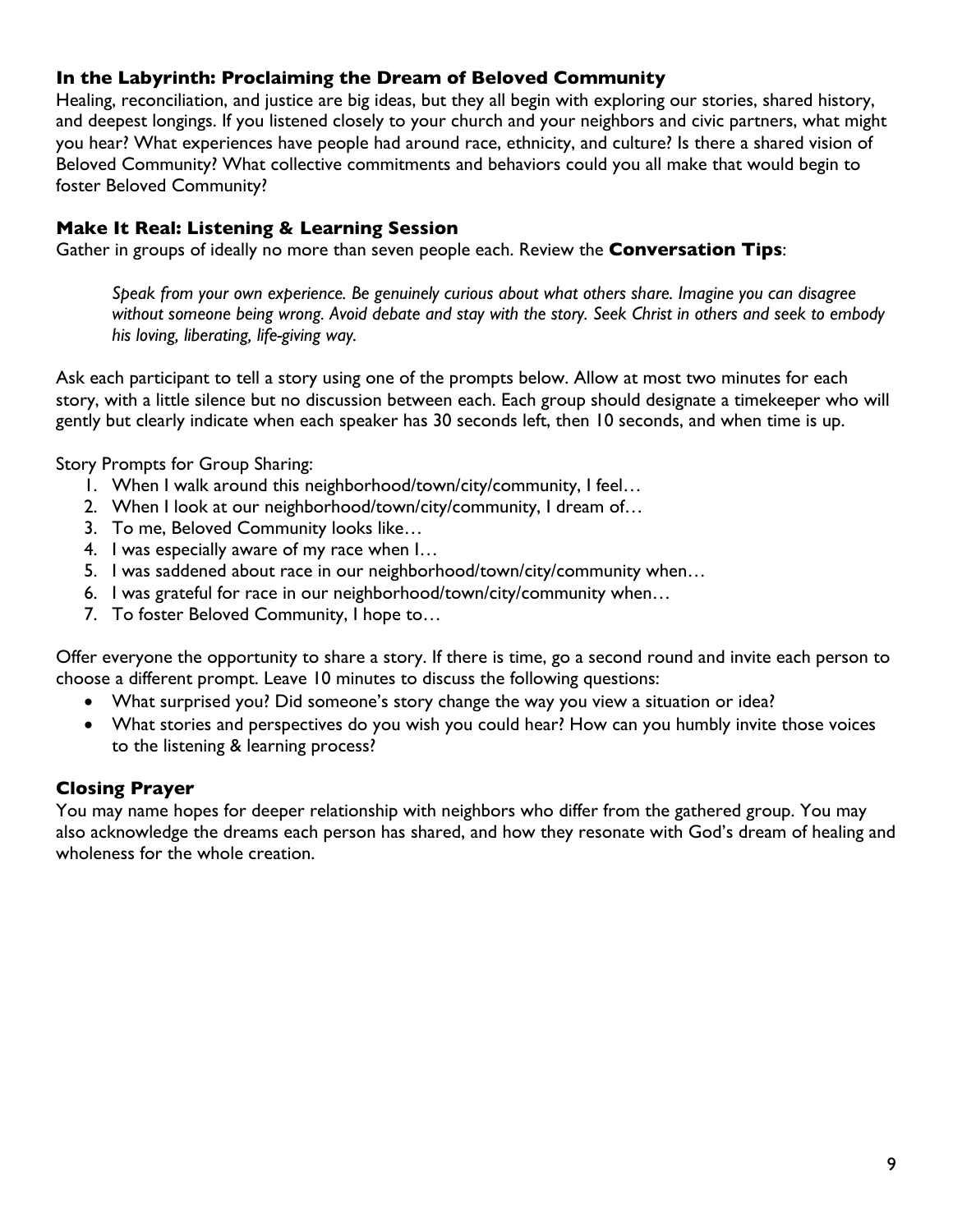### In the Labyrinth: Proclaiming the Dream of Beloved Community

Healing, reconciliation, and justice are big ideas, but they all begin with exploring our stories, shared history, and deepest longings. If you listened closely to your church and your neighbors and civic partners, what might you hear? What experiences have people had around race, ethnicity, and culture? Is there a shared vision of Beloved Community? What collective commitments and behaviors could you all make that would begin to foster Beloved Community?

### Make It Real: Listening & Learning Session

Gather in groups of ideally no more than seven people each. Review the **Conversation Tips**:

> *Speak from your own experience. Be genuinely curious about what others share. Imagine you can disagree without someone being wrong. Avoid debate and stay with the story. Seek Christ in others and seek to embody his loving, liberating, life-giving way.*

Ask each participant to tell a story using one of the prompts below. Allow at most two minutes for each story, with a little silence but no discussion between each. Each group should designate a timekeeper who will gently but clearly indicate when each speaker has 30 seconds left, then 10 seconds, and when time is up.

Story Prompts for Group Sharing:

1. When I walk around this neighborhood/town/city/community, I feel…
2. When I look at our neighborhood/town/city/community, I dream of…
3. To me, Beloved Community looks like…
4. I was especially aware of my race when I…
5. I was saddened about race in our neighborhood/town/city/community when…
6. I was grateful for race in our neighborhood/town/city/community when…
7. To foster Beloved Community, I hope to…

Offer everyone the opportunity to share a story. If there is time, go a second round and invite each person to choose a different prompt. Leave 10 minutes to discuss the following questions:

- What surprised you? Did someone's story change the way you view a situation or idea?
- What stories and perspectives do you wish you could hear? How can you humbly invite those voices to the listening & learning process?

### Closing Prayer

You may name hopes for deeper relationship with neighbors who differ from the gathered group. You may also acknowledge the dreams each person has shared, and how they resonate with God's dream of healing and wholeness for the whole creation.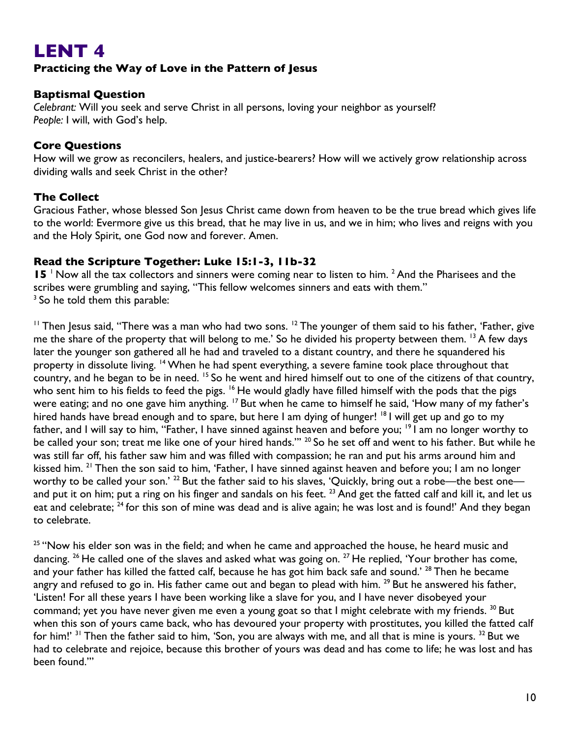# LENT 4

**Practicing the Way of Love in the Pattern of Jesus**

### Baptismal Question

*Celebrant:* Will you seek and serve Christ in all persons, loving your neighbor as yourself?
*People:* I will, with God's help.

### Core Questions

How will we grow as reconcilers, healers, and justice-bearers? How will we actively grow relationship across dividing walls and seek Christ in the other?

### The Collect

Gracious Father, whose blessed Son Jesus Christ came down from heaven to be the true bread which gives life to the world: Evermore give us this bread, that he may live in us, and we in him; who lives and reigns with you and the Holy Spirit, one God now and forever. Amen.

### Read the Scripture Together: Luke 15:1-3, 11b-32

**15** [1] Now all the tax collectors and sinners were coming near to listen to him. [2] And the Pharisees and the scribes were grumbling and saying, "This fellow welcomes sinners and eats with them."
[3] So he told them this parable:

[11] Then Jesus said, "There was a man who had two sons. [12] The younger of them said to his father, 'Father, give me the share of the property that will belong to me.' So he divided his property between them. [13] A few days later the younger son gathered all he had and traveled to a distant country, and there he squandered his property in dissolute living. [14] When he had spent everything, a severe famine took place throughout that country, and he began to be in need. [15] So he went and hired himself out to one of the citizens of that country, who sent him to his fields to feed the pigs. [16] He would gladly have filled himself with the pods that the pigs were eating; and no one gave him anything. [17] But when he came to himself he said, 'How many of my father's hired hands have bread enough and to spare, but here I am dying of hunger! [18] I will get up and go to my father, and I will say to him, "Father, I have sinned against heaven and before you; [19] I am no longer worthy to be called your son; treat me like one of your hired hands."' [20] So he set off and went to his father. But while he was still far off, his father saw him and was filled with compassion; he ran and put his arms around him and kissed him. [21] Then the son said to him, 'Father, I have sinned against heaven and before you; I am no longer worthy to be called your son.' [22] But the father said to his slaves, 'Quickly, bring out a robe—the best one—and put it on him; put a ring on his finger and sandals on his feet. [23] And get the fatted calf and kill it, and let us eat and celebrate; [24] for this son of mine was dead and is alive again; he was lost and is found!' And they began to celebrate.

[25] "Now his elder son was in the field; and when he came and approached the house, he heard music and dancing. [26] He called one of the slaves and asked what was going on. [27] He replied, 'Your brother has come, and your father has killed the fatted calf, because he has got him back safe and sound.' [28] Then he became angry and refused to go in. His father came out and began to plead with him. [29] But he answered his father, 'Listen! For all these years I have been working like a slave for you, and I have never disobeyed your command; yet you have never given me even a young goat so that I might celebrate with my friends. [30] But when this son of yours came back, who has devoured your property with prostitutes, you killed the fatted calf for him!' [31] Then the father said to him, 'Son, you are always with me, and all that is mine is yours. [32] But we had to celebrate and rejoice, because this brother of yours was dead and has come to life; he was lost and has been found.'"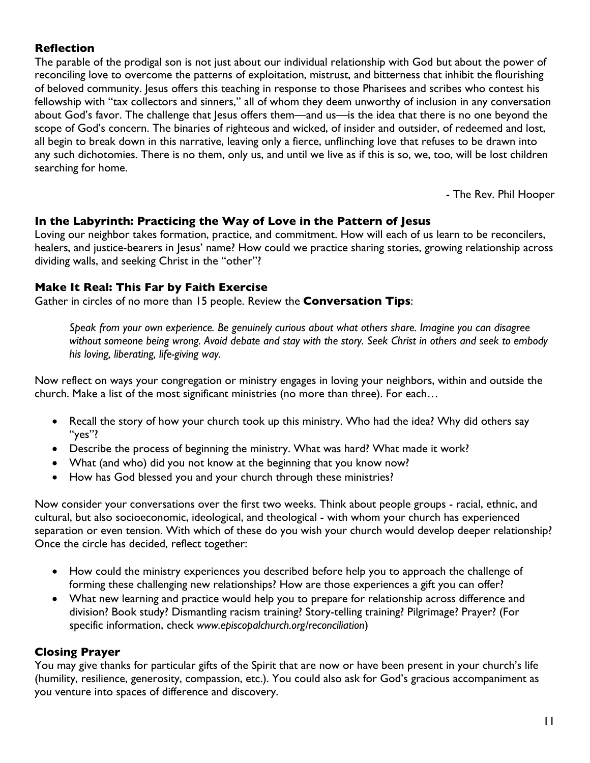### Reflection

The parable of the prodigal son is not just about our individual relationship with God but about the power of reconciling love to overcome the patterns of exploitation, mistrust, and bitterness that inhibit the flourishing of beloved community. Jesus offers this teaching in response to those Pharisees and scribes who contest his fellowship with "tax collectors and sinners," all of whom they deem unworthy of inclusion in any conversation about God's favor. The challenge that Jesus offers them—and us—is the idea that there is no one beyond the scope of God's concern. The binaries of righteous and wicked, of insider and outsider, of redeemed and lost, all begin to break down in this narrative, leaving only a fierce, unflinching love that refuses to be drawn into any such dichotomies. There is no them, only us, and until we live as if this is so, we, too, will be lost children searching for home.

- The Rev. Phil Hooper

### In the Labyrinth: Practicing the Way of Love in the Pattern of Jesus

Loving our neighbor takes formation, practice, and commitment. How will each of us learn to be reconcilers, healers, and justice-bearers in Jesus' name? How could we practice sharing stories, growing relationship across dividing walls, and seeking Christ in the "other"?

### Make It Real: This Far by Faith Exercise

Gather in circles of no more than 15 people. Review the **Conversation Tips**:

> *Speak from your own experience. Be genuinely curious about what others share. Imagine you can disagree without someone being wrong. Avoid debate and stay with the story. Seek Christ in others and seek to embody his loving, liberating, life-giving way.*

Now reflect on ways your congregation or ministry engages in loving your neighbors, within and outside the church. Make a list of the most significant ministries (no more than three). For each…

- Recall the story of how your church took up this ministry. Who had the idea? Why did others say "yes"?
- Describe the process of beginning the ministry. What was hard? What made it work?
- What (and who) did you not know at the beginning that you know now?
- How has God blessed you and your church through these ministries?

Now consider your conversations over the first two weeks. Think about people groups - racial, ethnic, and cultural, but also socioeconomic, ideological, and theological - with whom your church has experienced separation or even tension. With which of these do you wish your church would develop deeper relationship? Once the circle has decided, reflect together:

- How could the ministry experiences you described before help you to approach the challenge of forming these challenging new relationships? How are those experiences a gift you can offer?
- What new learning and practice would help you to prepare for relationship across difference and division? Book study? Dismantling racism training? Story-telling training? Pilgrimage? Prayer? (For specific information, check *www.episcopalchurch.org/reconciliation*)

### Closing Prayer

You may give thanks for particular gifts of the Spirit that are now or have been present in your church's life (humility, resilience, generosity, compassion, etc.). You could also ask for God's gracious accompaniment as you venture into spaces of difference and discovery.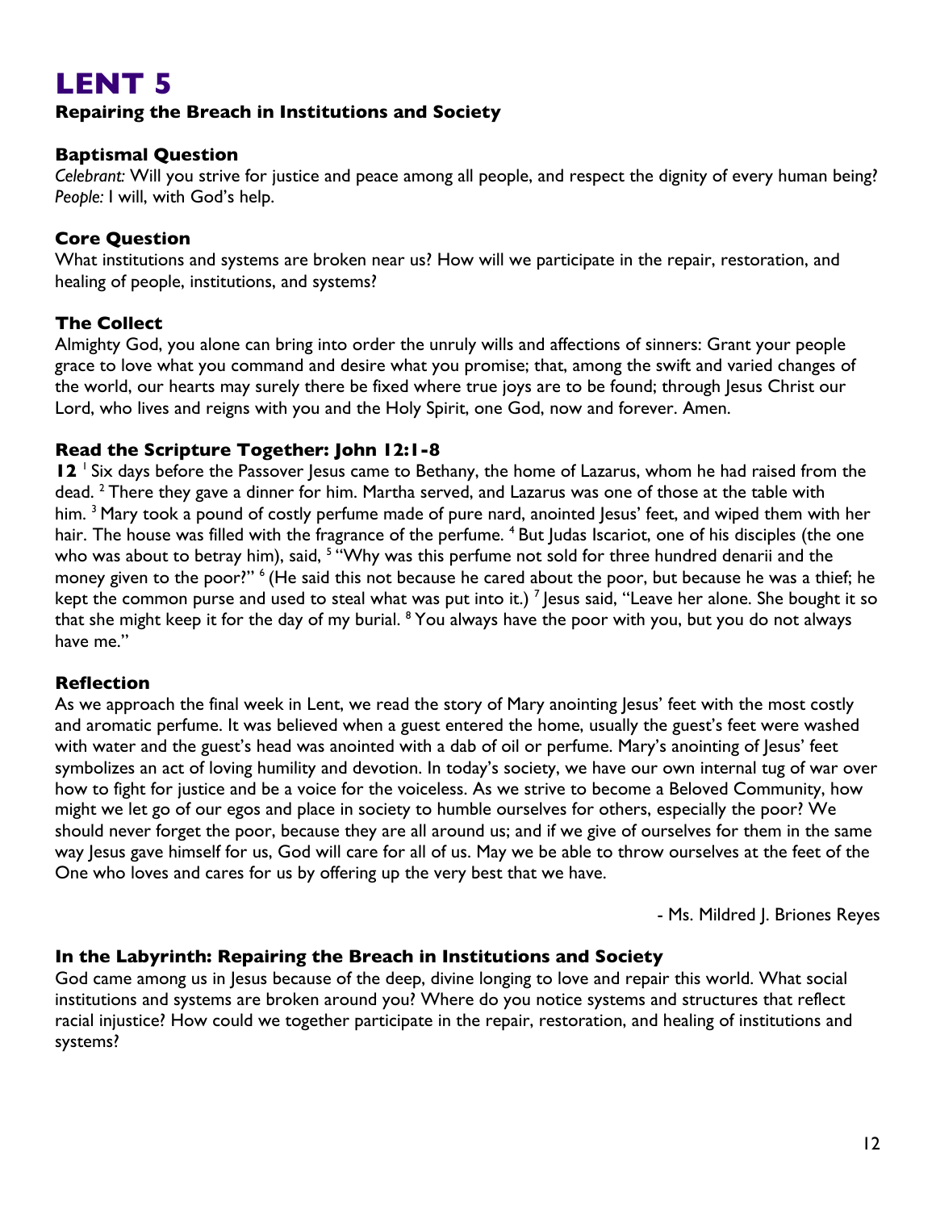# LENT 5

**Repairing the Breach in Institutions and Society**

### Baptismal Question

*Celebrant:* Will you strive for justice and peace among all people, and respect the dignity of every human being?
*People:* I will, with God's help.

### Core Question

What institutions and systems are broken near us? How will we participate in the repair, restoration, and healing of people, institutions, and systems?

### The Collect

Almighty God, you alone can bring into order the unruly wills and affections of sinners: Grant your people grace to love what you command and desire what you promise; that, among the swift and varied changes of the world, our hearts may surely there be fixed where true joys are to be found; through Jesus Christ our Lord, who lives and reigns with you and the Holy Spirit, one God, now and forever. Amen.

### Read the Scripture Together: John 12:1-8

**12** [1] Six days before the Passover Jesus came to Bethany, the home of Lazarus, whom he had raised from the dead. [2] There they gave a dinner for him. Martha served, and Lazarus was one of those at the table with him. [3] Mary took a pound of costly perfume made of pure nard, anointed Jesus' feet, and wiped them with her hair. The house was filled with the fragrance of the perfume. [4] But Judas Iscariot, one of his disciples (the one who was about to betray him), said, [5] "Why was this perfume not sold for three hundred denarii and the money given to the poor?" [6] (He said this not because he cared about the poor, but because he was a thief; he kept the common purse and used to steal what was put into it.) [7] Jesus said, "Leave her alone. She bought it so that she might keep it for the day of my burial. [8] You always have the poor with you, but you do not always have me."

### Reflection

As we approach the final week in Lent, we read the story of Mary anointing Jesus' feet with the most costly and aromatic perfume. It was believed when a guest entered the home, usually the guest's feet were washed with water and the guest's head was anointed with a dab of oil or perfume. Mary's anointing of Jesus' feet symbolizes an act of loving humility and devotion. In today's society, we have our own internal tug of war over how to fight for justice and be a voice for the voiceless. As we strive to become a Beloved Community, how might we let go of our egos and place in society to humble ourselves for others, especially the poor? We should never forget the poor, because they are all around us; and if we give of ourselves for them in the same way Jesus gave himself for us, God will care for all of us. May we be able to throw ourselves at the feet of the One who loves and cares for us by offering up the very best that we have.

- Ms. Mildred J. Briones Reyes

### In the Labyrinth: Repairing the Breach in Institutions and Society

God came among us in Jesus because of the deep, divine longing to love and repair this world. What social institutions and systems are broken around you? Where do you notice systems and structures that reflect racial injustice? How could we together participate in the repair, restoration, and healing of institutions and systems?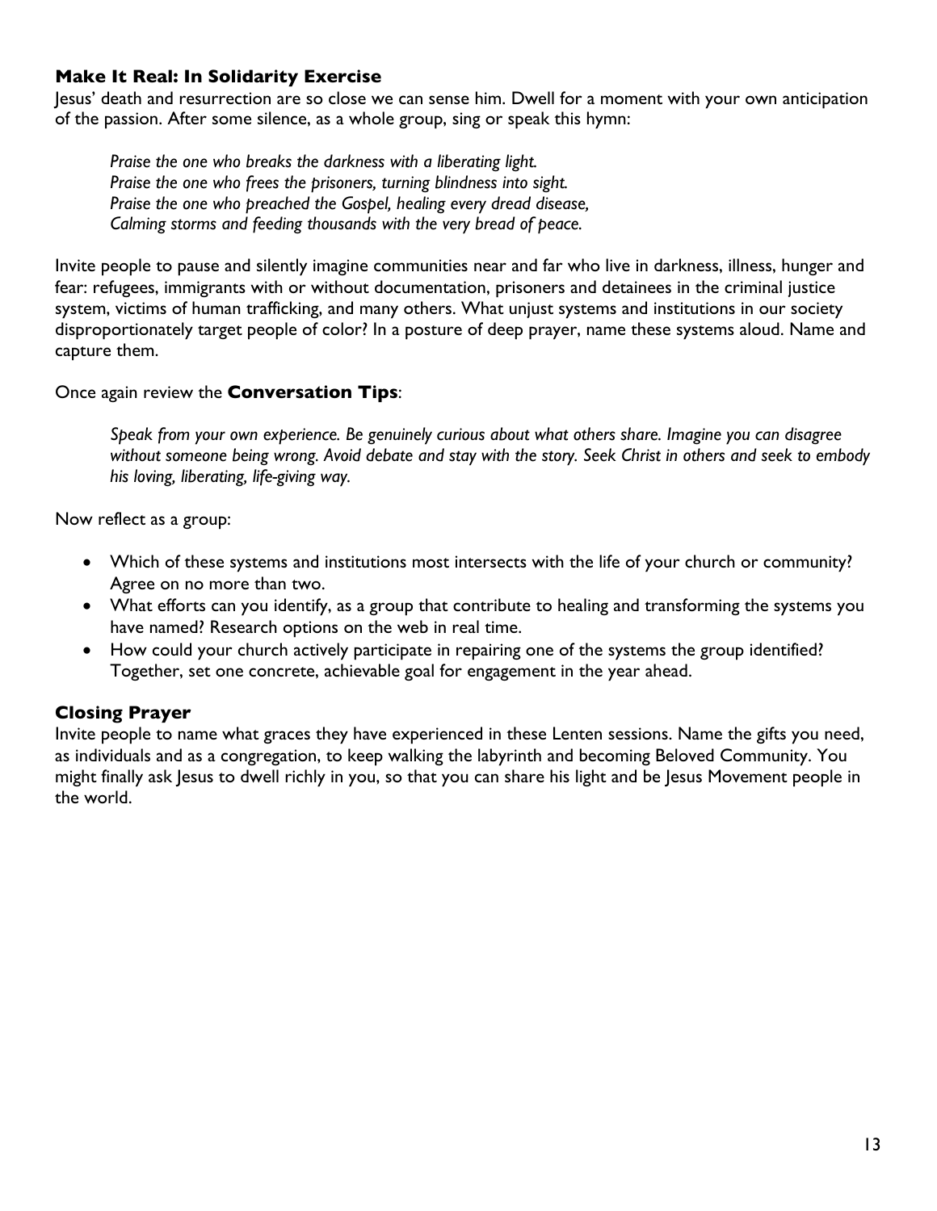### Make It Real: In Solidarity Exercise

Jesus' death and resurrection are so close we can sense him. Dwell for a moment with your own anticipation of the passion. After some silence, as a whole group, sing or speak this hymn:

> *Praise the one who breaks the darkness with a liberating light.*
> *Praise the one who frees the prisoners, turning blindness into sight.*
> *Praise the one who preached the Gospel, healing every dread disease,*
> *Calming storms and feeding thousands with the very bread of peace.*

Invite people to pause and silently imagine communities near and far who live in darkness, illness, hunger and fear: refugees, immigrants with or without documentation, prisoners and detainees in the criminal justice system, victims of human trafficking, and many others. What unjust systems and institutions in our society disproportionately target people of color? In a posture of deep prayer, name these systems aloud. Name and capture them.

Once again review the **Conversation Tips**:

> *Speak from your own experience. Be genuinely curious about what others share. Imagine you can disagree without someone being wrong. Avoid debate and stay with the story. Seek Christ in others and seek to embody his loving, liberating, life-giving way.*

Now reflect as a group:

- Which of these systems and institutions most intersects with the life of your church or community? Agree on no more than two.
- What efforts can you identify, as a group that contribute to healing and transforming the systems you have named? Research options on the web in real time.
- How could your church actively participate in repairing one of the systems the group identified? Together, set one concrete, achievable goal for engagement in the year ahead.

### Closing Prayer

Invite people to name what graces they have experienced in these Lenten sessions. Name the gifts you need, as individuals and as a congregation, to keep walking the labyrinth and becoming Beloved Community. You might finally ask Jesus to dwell richly in you, so that you can share his light and be Jesus Movement people in the world.